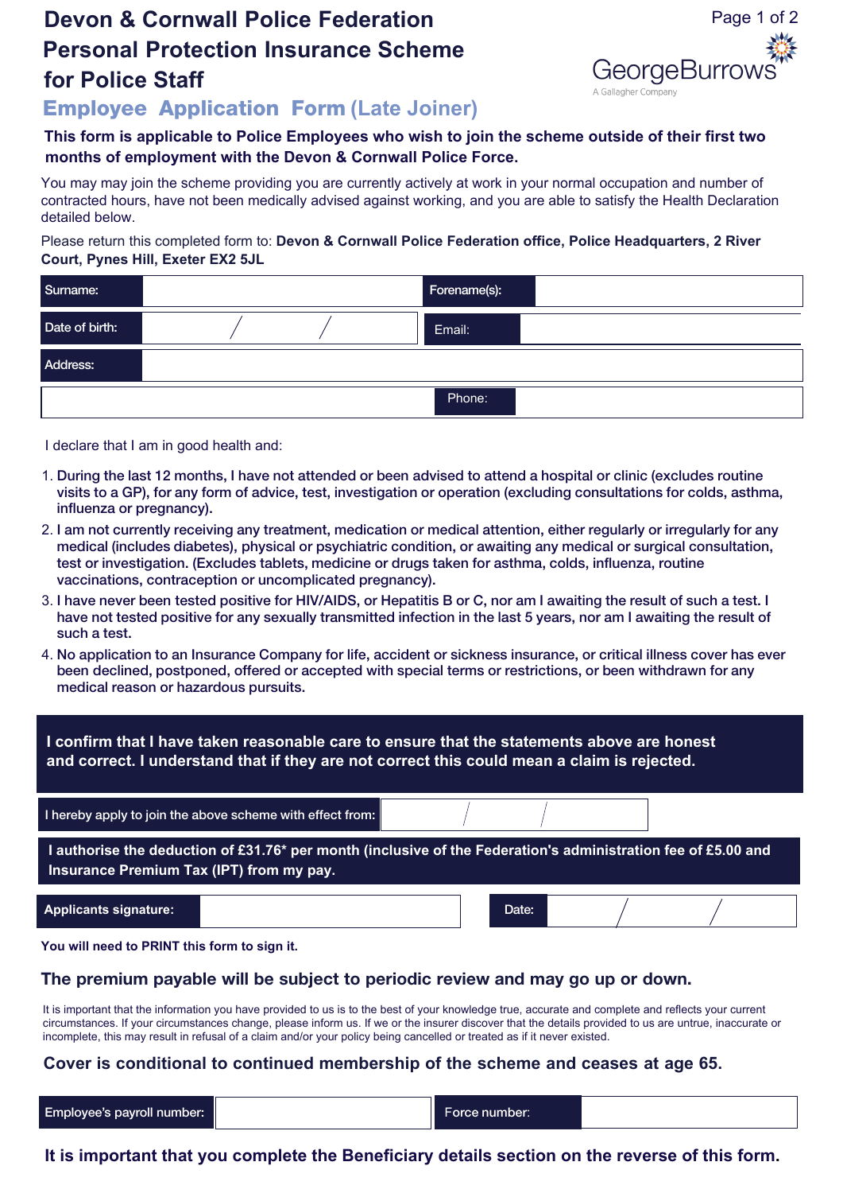# Devon & Cornwall Police Federation Personal Protection Insurance Scheme for Police Staff

GeorgeBurrows
A Gallagher Company

## Employee Application Form (Late Joiner)

**This form is applicable to Police Employees who wish to join the scheme outside of their first two months of employment with the Devon & Cornwall Police Force.**

You may may join the scheme providing you are currently actively at work in your normal occupation and number of contracted hours, have not been medically advised against working, and you are able to satisfy the Health Declaration detailed below.

Please return this completed form to: **Devon & Cornwall Police Federation office, Police Headquarters, 2 River Court, Pynes Hill, Exeter EX2 5JL**

| Surname: | | Forename(s): | |
|---|---|---|---|
| Date of birth: | / / | Email: | |
| Address: | | | |
| | | Phone: | |

I declare that I am in good health and:

1. **During the last 12 months, I have not attended or been advised to attend a hospital or clinic (excludes routine visits to a GP), for any form of advice, test, investigation or operation (excluding consultations for colds, asthma, influenza or pregnancy).**
2. **I am not currently receiving any treatment, medication or medical attention, either regularly or irregularly for any medical (includes diabetes), physical or psychiatric condition, or awaiting any medical or surgical consultation, test or investigation. (Excludes tablets, medicine or drugs taken for asthma, colds, influenza, routine vaccinations, contraception or uncomplicated pregnancy).**
3. **I have never been tested positive for HIV/AIDS, or Hepatitis B or C, nor am I awaiting the result of such a test. I have not tested positive for any sexually transmitted infection in the last 5 years, nor am I awaiting the result of such a test.**
4. **No application to an Insurance Company for life, accident or sickness insurance, or critical illness cover has ever been declined, postponed, offered or accepted with special terms or restrictions, or been withdrawn for any medical reason or hazardous pursuits.**

**I confirm that I have taken reasonable care to ensure that the statements above are honest and correct. I understand that if they are not correct this could mean a claim is rejected.**

| I hereby apply to join the above scheme with effect from: | / / |
|---|---|

**I authorise the deduction of £31.76\* per month (inclusive of the Federation's administration fee of £5.00 and Insurance Premium Tax (IPT) from my pay.**

| Applicants signature: | | Date: | / / |
|---|---|---|---|

**You will need to PRINT this form to sign it.**

### The premium payable will be subject to periodic review and may go up or down.

It is important that the information you have provided to us is to the best of your knowledge true, accurate and complete and reflects your current circumstances. If your circumstances change, please inform us. If we or the insurer discover that the details provided to us are untrue, inaccurate or incomplete, this may result in refusal of a claim and/or your policy being cancelled or treated as if it never existed.

### Cover is conditional to continued membership of the scheme and ceases at age 65.

| Employee's payroll number: | | Force number: | |
|---|---|---|---|

### It is important that you complete the Beneficiary details section on the reverse of this form.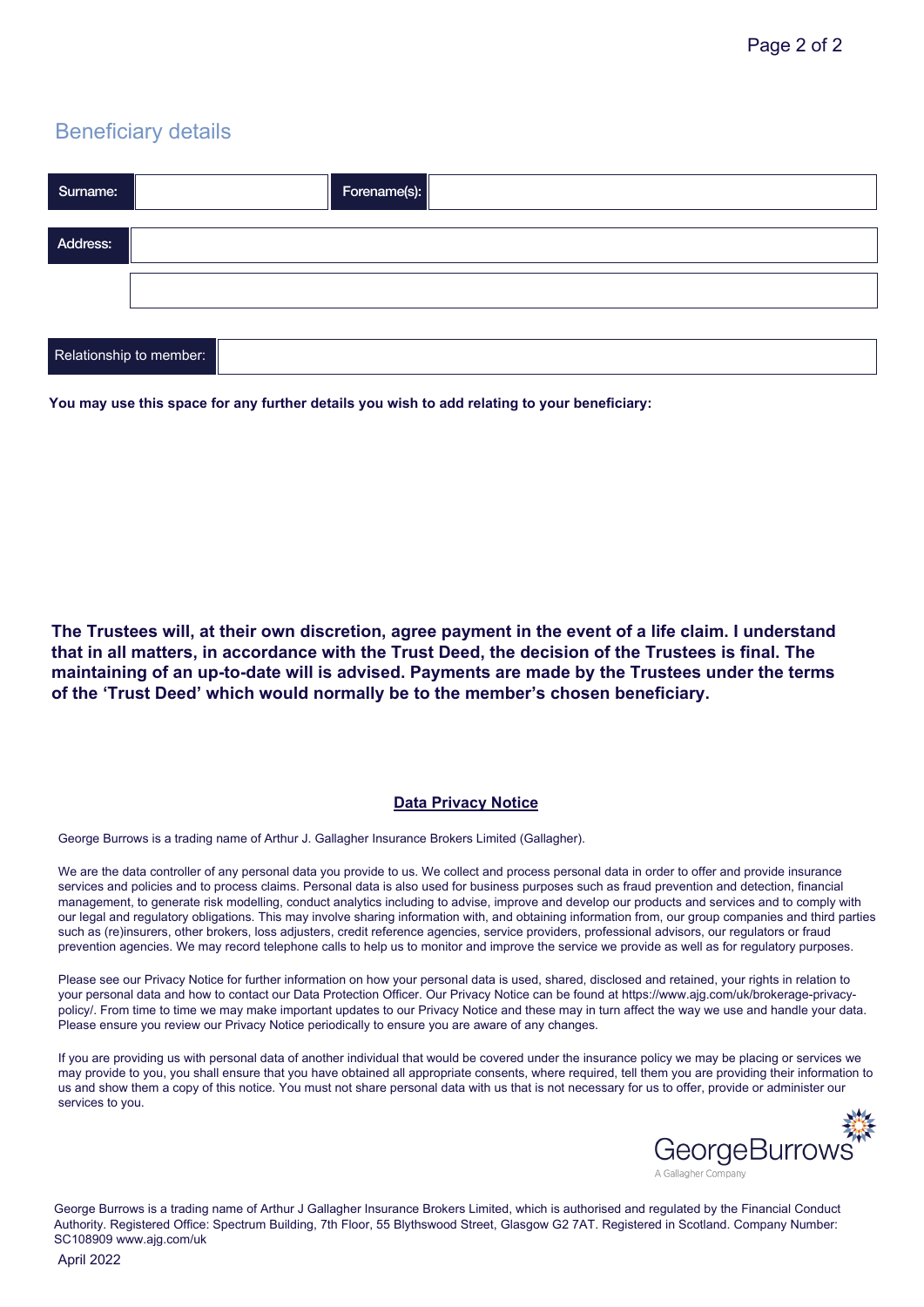## Beneficiary details

| | | | |
|---|---|---|---|
| Surname: | | Forename(s): | |

| | |
|---|---|
| Address: | |
| | |

| | |
|---|---|
| Relationship to member: | |

**You may use this space for any further details you wish to add relating to your beneficiary:**

**The Trustees will, at their own discretion, agree payment in the event of a life claim. I understand that in all matters, in accordance with the Trust Deed, the decision of the Trustees is final. The maintaining of an up-to-date will is advised. Payments are made by the Trustees under the terms of the 'Trust Deed' which would normally be to the member's chosen beneficiary.**

### Data Privacy Notice

George Burrows is a trading name of Arthur J. Gallagher Insurance Brokers Limited (Gallagher).

We are the data controller of any personal data you provide to us. We collect and process personal data in order to offer and provide insurance services and policies and to process claims. Personal data is also used for business purposes such as fraud prevention and detection, financial management, to generate risk modelling, conduct analytics including to advise, improve and develop our products and services and to comply with our legal and regulatory obligations. This may involve sharing information with, and obtaining information from, our group companies and third parties such as (re)insurers, other brokers, loss adjusters, credit reference agencies, service providers, professional advisors, our regulators or fraud prevention agencies. We may record telephone calls to help us to monitor and improve the service we provide as well as for regulatory purposes.

Please see our Privacy Notice for further information on how your personal data is used, shared, disclosed and retained, your rights in relation to your personal data and how to contact our Data Protection Officer. Our Privacy Notice can be found at https://www.ajg.com/uk/brokerage-privacy-policy/. From time to time we may make important updates to our Privacy Notice and these may in turn affect the way we use and handle your data. Please ensure you review our Privacy Notice periodically to ensure you are aware of any changes.

If you are providing us with personal data of another individual that would be covered under the insurance policy we may be placing or services we may provide to you, you shall ensure that you have obtained all appropriate consents, where required, tell them you are providing their information to us and show them a copy of this notice. You must not share personal data with us that is not necessary for us to offer, provide or administer our services to you.

GeorgeBurrows
A Gallagher Company

George Burrows is a trading name of Arthur J Gallagher Insurance Brokers Limited, which is authorised and regulated by the Financial Conduct Authority. Registered Office: Spectrum Building, 7th Floor, 55 Blythswood Street, Glasgow G2 7AT. Registered in Scotland. Company Number: SC108909 www.ajg.com/uk

April 2022